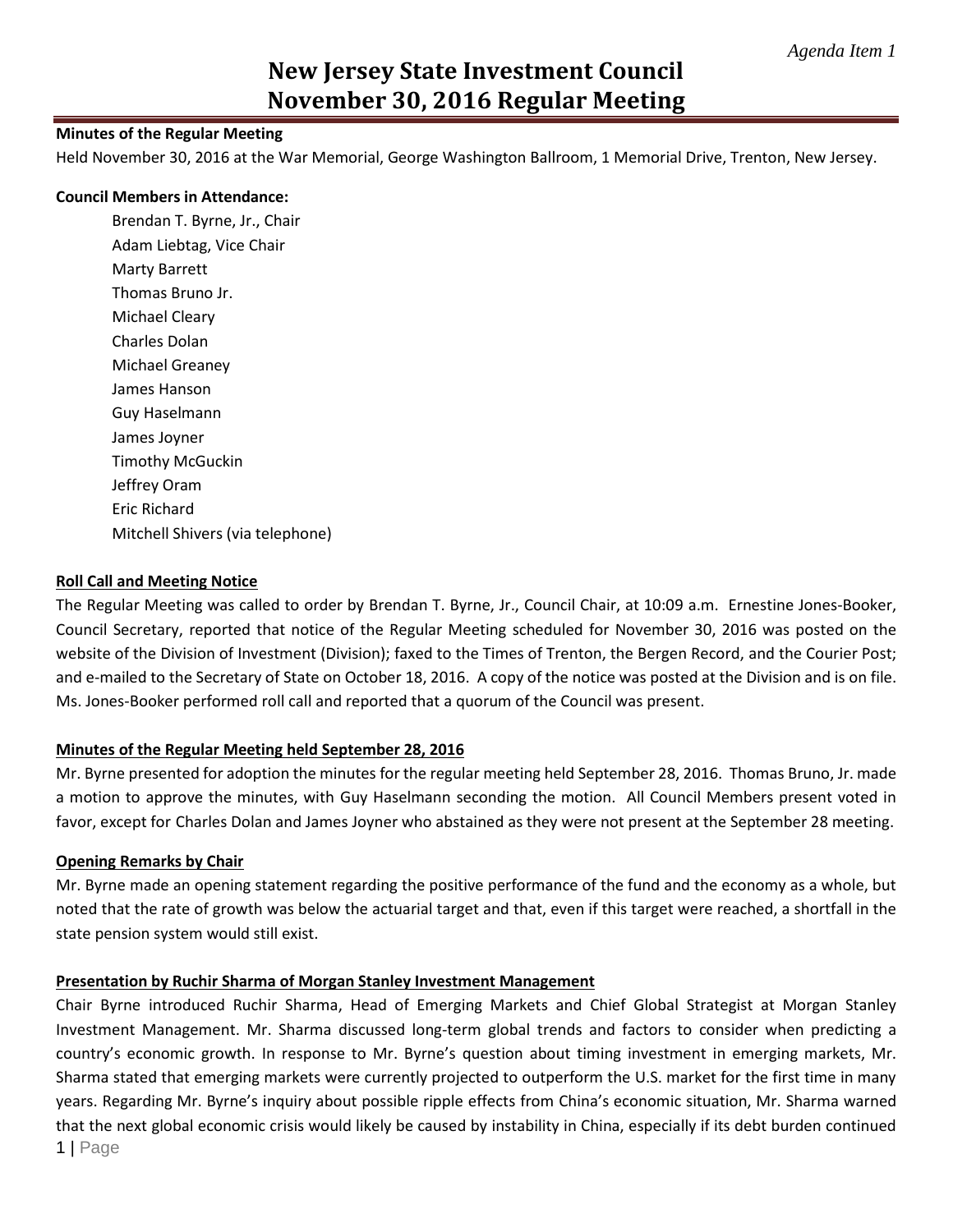*Agenda Item 1*

# New Jersey State Investment Council
# November 30, 2016 Regular Meeting

**Minutes of the Regular Meeting**

Held November 30, 2016 at the War Memorial, George Washington Ballroom, 1 Memorial Drive, Trenton, New Jersey.

**Council Members in Attendance:**

Brendan T. Byrne, Jr., Chair
Adam Liebtag, Vice Chair
Marty Barrett
Thomas Bruno Jr.
Michael Cleary
Charles Dolan
Michael Greaney
James Hanson
Guy Haselmann
James Joyner
Timothy McGuckin
Jeffrey Oram
Eric Richard
Mitchell Shivers (via telephone)

**Roll Call and Meeting Notice**

The Regular Meeting was called to order by Brendan T. Byrne, Jr., Council Chair, at 10:09 a.m. Ernestine Jones-Booker, Council Secretary, reported that notice of the Regular Meeting scheduled for November 30, 2016 was posted on the website of the Division of Investment (Division); faxed to the Times of Trenton, the Bergen Record, and the Courier Post; and e-mailed to the Secretary of State on October 18, 2016. A copy of the notice was posted at the Division and is on file. Ms. Jones-Booker performed roll call and reported that a quorum of the Council was present.

**Minutes of the Regular Meeting held September 28, 2016**

Mr. Byrne presented for adoption the minutes for the regular meeting held September 28, 2016. Thomas Bruno, Jr. made a motion to approve the minutes, with Guy Haselmann seconding the motion. All Council Members present voted in favor, except for Charles Dolan and James Joyner who abstained as they were not present at the September 28 meeting.

**Opening Remarks by Chair**

Mr. Byrne made an opening statement regarding the positive performance of the fund and the economy as a whole, but noted that the rate of growth was below the actuarial target and that, even if this target were reached, a shortfall in the state pension system would still exist.

**Presentation by Ruchir Sharma of Morgan Stanley Investment Management**

Chair Byrne introduced Ruchir Sharma, Head of Emerging Markets and Chief Global Strategist at Morgan Stanley Investment Management. Mr. Sharma discussed long-term global trends and factors to consider when predicting a country's economic growth. In response to Mr. Byrne's question about timing investment in emerging markets, Mr. Sharma stated that emerging markets were currently projected to outperform the U.S. market for the first time in many years. Regarding Mr. Byrne's inquiry about possible ripple effects from China's economic situation, Mr. Sharma warned that the next global economic crisis would likely be caused by instability in China, especially if its debt burden continued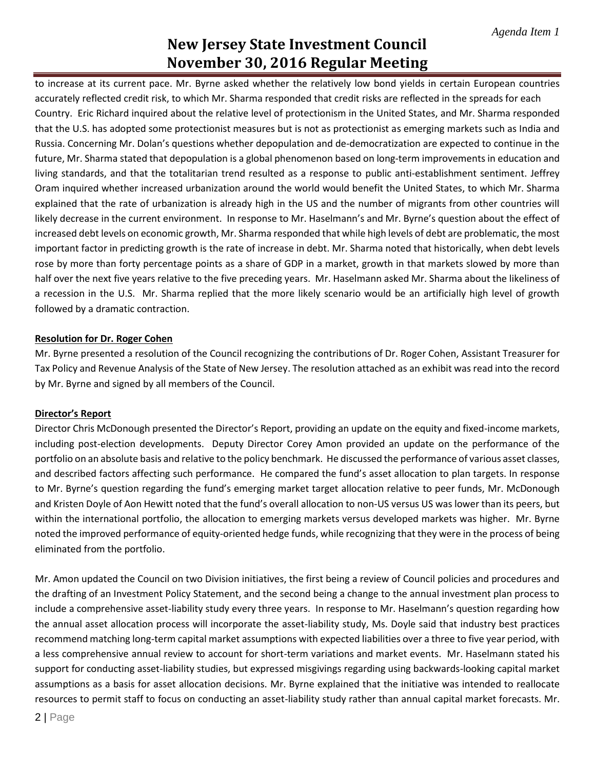to increase at its current pace. Mr. Byrne asked whether the relatively low bond yields in certain European countries accurately reflected credit risk, to which Mr. Sharma responded that credit risks are reflected in the spreads for each Country. Eric Richard inquired about the relative level of protectionism in the United States, and Mr. Sharma responded that the U.S. has adopted some protectionist measures but is not as protectionist as emerging markets such as India and Russia. Concerning Mr. Dolan's questions whether depopulation and de-democratization are expected to continue in the future, Mr. Sharma stated that depopulation is a global phenomenon based on long-term improvements in education and living standards, and that the totalitarian trend resulted as a response to public anti-establishment sentiment. Jeffrey Oram inquired whether increased urbanization around the world would benefit the United States, to which Mr. Sharma explained that the rate of urbanization is already high in the US and the number of migrants from other countries will likely decrease in the current environment. In response to Mr. Haselmann's and Mr. Byrne's question about the effect of increased debt levels on economic growth, Mr. Sharma responded that while high levels of debt are problematic, the most important factor in predicting growth is the rate of increase in debt. Mr. Sharma noted that historically, when debt levels rose by more than forty percentage points as a share of GDP in a market, growth in that markets slowed by more than half over the next five years relative to the five preceding years. Mr. Haselmann asked Mr. Sharma about the likeliness of a recession in the U.S. Mr. Sharma replied that the more likely scenario would be an artificially high level of growth followed by a dramatic contraction.

**Resolution for Dr. Roger Cohen**

Mr. Byrne presented a resolution of the Council recognizing the contributions of Dr. Roger Cohen, Assistant Treasurer for Tax Policy and Revenue Analysis of the State of New Jersey. The resolution attached as an exhibit was read into the record by Mr. Byrne and signed by all members of the Council.

**Director's Report**

Director Chris McDonough presented the Director's Report, providing an update on the equity and fixed-income markets, including post-election developments. Deputy Director Corey Amon provided an update on the performance of the portfolio on an absolute basis and relative to the policy benchmark. He discussed the performance of various asset classes, and described factors affecting such performance. He compared the fund's asset allocation to plan targets. In response to Mr. Byrne's question regarding the fund's emerging market target allocation relative to peer funds, Mr. McDonough and Kristen Doyle of Aon Hewitt noted that the fund's overall allocation to non-US versus US was lower than its peers, but within the international portfolio, the allocation to emerging markets versus developed markets was higher. Mr. Byrne noted the improved performance of equity-oriented hedge funds, while recognizing that they were in the process of being eliminated from the portfolio.

Mr. Amon updated the Council on two Division initiatives, the first being a review of Council policies and procedures and the drafting of an Investment Policy Statement, and the second being a change to the annual investment plan process to include a comprehensive asset-liability study every three years. In response to Mr. Haselmann's question regarding how the annual asset allocation process will incorporate the asset-liability study, Ms. Doyle said that industry best practices recommend matching long-term capital market assumptions with expected liabilities over a three to five year period, with a less comprehensive annual review to account for short-term variations and market events. Mr. Haselmann stated his support for conducting asset-liability studies, but expressed misgivings regarding using backwards-looking capital market assumptions as a basis for asset allocation decisions. Mr. Byrne explained that the initiative was intended to reallocate resources to permit staff to focus on conducting an asset-liability study rather than annual capital market forecasts. Mr.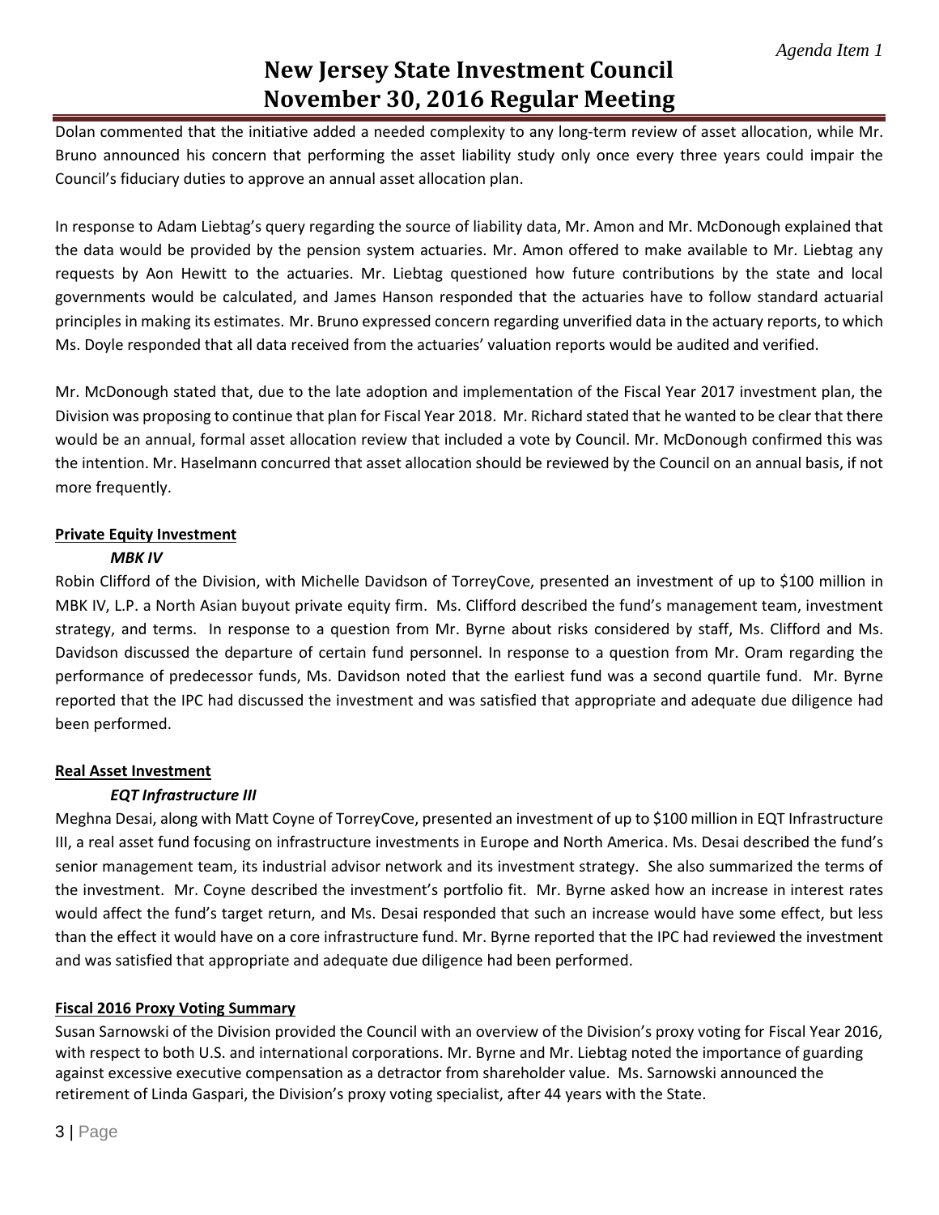Dolan commented that the initiative added a needed complexity to any long-term review of asset allocation, while Mr. Bruno announced his concern that performing the asset liability study only once every three years could impair the Council's fiduciary duties to approve an annual asset allocation plan.

In response to Adam Liebtag's query regarding the source of liability data, Mr. Amon and Mr. McDonough explained that the data would be provided by the pension system actuaries. Mr. Amon offered to make available to Mr. Liebtag any requests by Aon Hewitt to the actuaries. Mr. Liebtag questioned how future contributions by the state and local governments would be calculated, and James Hanson responded that the actuaries have to follow standard actuarial principles in making its estimates. Mr. Bruno expressed concern regarding unverified data in the actuary reports, to which Ms. Doyle responded that all data received from the actuaries' valuation reports would be audited and verified.

Mr. McDonough stated that, due to the late adoption and implementation of the Fiscal Year 2017 investment plan, the Division was proposing to continue that plan for Fiscal Year 2018. Mr. Richard stated that he wanted to be clear that there would be an annual, formal asset allocation review that included a vote by Council. Mr. McDonough confirmed this was the intention. Mr. Haselmann concurred that asset allocation should be reviewed by the Council on an annual basis, if not more frequently.

**Private Equity Investment**

***MBK IV***

Robin Clifford of the Division, with Michelle Davidson of TorreyCove, presented an investment of up to $100 million in MBK IV, L.P. a North Asian buyout private equity firm. Ms. Clifford described the fund's management team, investment strategy, and terms. In response to a question from Mr. Byrne about risks considered by staff, Ms. Clifford and Ms. Davidson discussed the departure of certain fund personnel. In response to a question from Mr. Oram regarding the performance of predecessor funds, Ms. Davidson noted that the earliest fund was a second quartile fund. Mr. Byrne reported that the IPC had discussed the investment and was satisfied that appropriate and adequate due diligence had been performed.

**Real Asset Investment**

***EQT Infrastructure III***

Meghna Desai, along with Matt Coyne of TorreyCove, presented an investment of up to $100 million in EQT Infrastructure III, a real asset fund focusing on infrastructure investments in Europe and North America. Ms. Desai described the fund's senior management team, its industrial advisor network and its investment strategy. She also summarized the terms of the investment. Mr. Coyne described the investment's portfolio fit. Mr. Byrne asked how an increase in interest rates would affect the fund's target return, and Ms. Desai responded that such an increase would have some effect, but less than the effect it would have on a core infrastructure fund. Mr. Byrne reported that the IPC had reviewed the investment and was satisfied that appropriate and adequate due diligence had been performed.

**Fiscal 2016 Proxy Voting Summary**

Susan Sarnowski of the Division provided the Council with an overview of the Division's proxy voting for Fiscal Year 2016, with respect to both U.S. and international corporations. Mr. Byrne and Mr. Liebtag noted the importance of guarding against excessive executive compensation as a detractor from shareholder value. Ms. Sarnowski announced the retirement of Linda Gaspari, the Division's proxy voting specialist, after 44 years with the State.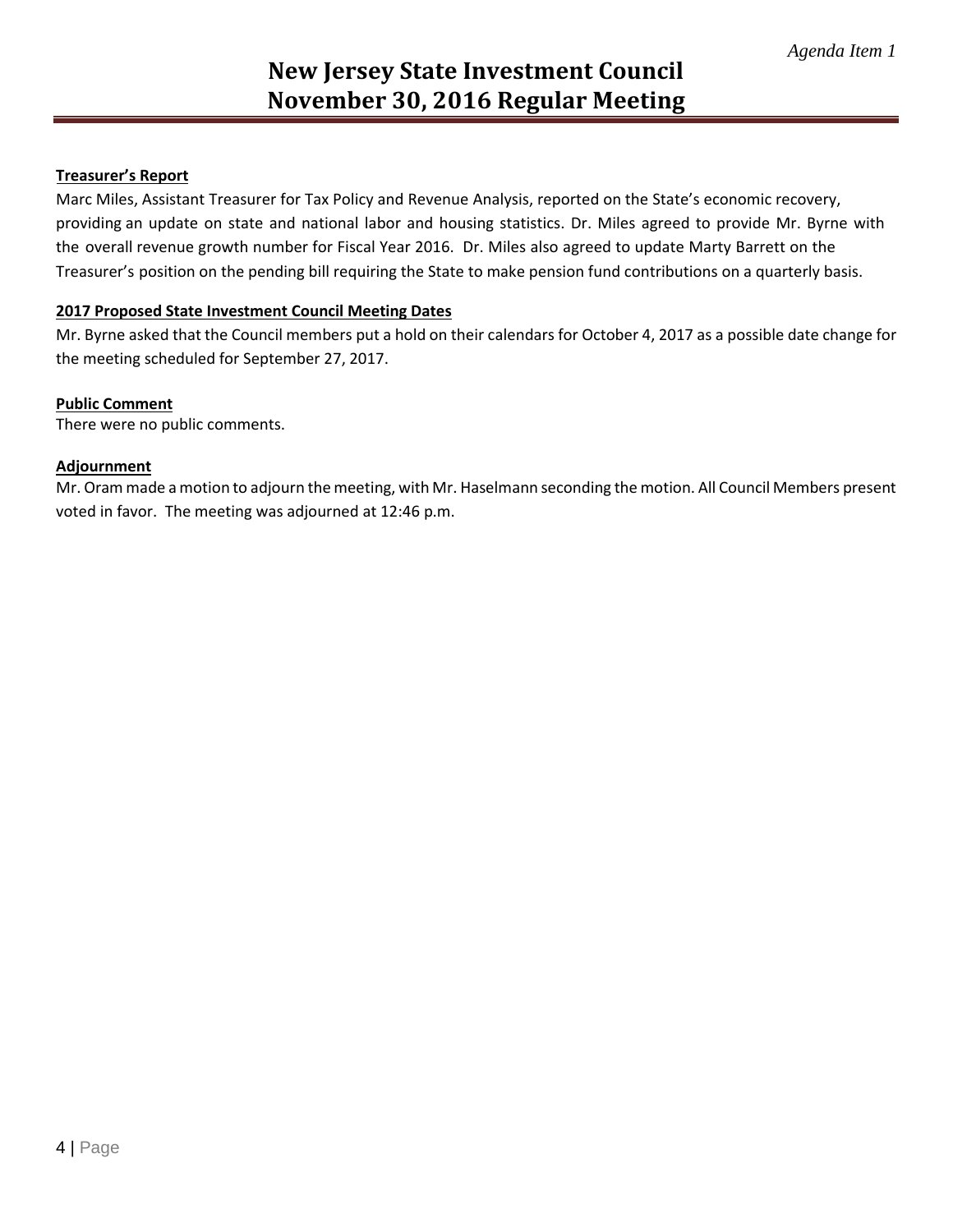**Treasurer's Report**

Marc Miles, Assistant Treasurer for Tax Policy and Revenue Analysis, reported on the State's economic recovery, providing an update on state and national labor and housing statistics. Dr. Miles agreed to provide Mr. Byrne with the overall revenue growth number for Fiscal Year 2016. Dr. Miles also agreed to update Marty Barrett on the Treasurer's position on the pending bill requiring the State to make pension fund contributions on a quarterly basis.

**2017 Proposed State Investment Council Meeting Dates**

Mr. Byrne asked that the Council members put a hold on their calendars for October 4, 2017 as a possible date change for the meeting scheduled for September 27, 2017.

**Public Comment**

There were no public comments.

**Adjournment**

Mr. Oram made a motion to adjourn the meeting, with Mr. Haselmann seconding the motion. All Council Members present voted in favor. The meeting was adjourned at 12:46 p.m.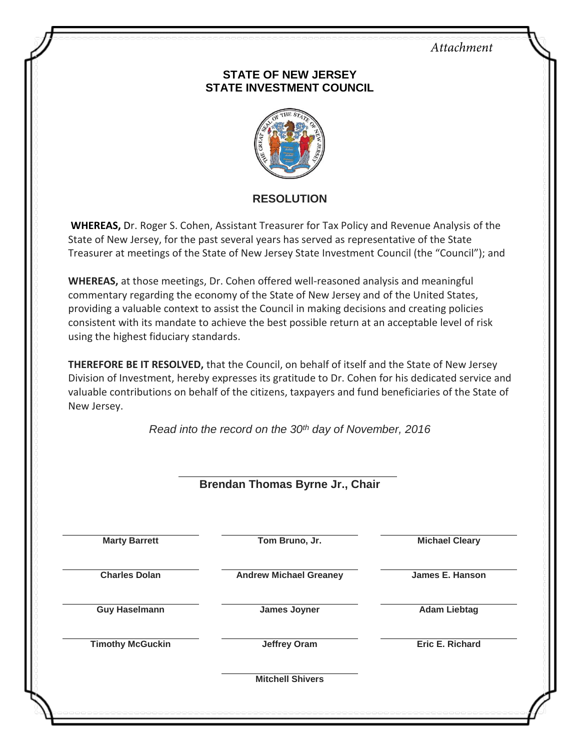*Attachment*

**STATE OF NEW JERSEY**
**STATE INVESTMENT COUNCIL**

## RESOLUTION

**WHEREAS,** Dr. Roger S. Cohen, Assistant Treasurer for Tax Policy and Revenue Analysis of the State of New Jersey, for the past several years has served as representative of the State Treasurer at meetings of the State of New Jersey State Investment Council (the "Council"); and

**WHEREAS,** at those meetings, Dr. Cohen offered well-reasoned analysis and meaningful commentary regarding the economy of the State of New Jersey and of the United States, providing a valuable context to assist the Council in making decisions and creating policies consistent with its mandate to achieve the best possible return at an acceptable level of risk using the highest fiduciary standards.

**THEREFORE BE IT RESOLVED,** that the Council, on behalf of itself and the State of New Jersey Division of Investment, hereby expresses its gratitude to Dr. Cohen for his dedicated service and valuable contributions on behalf of the citizens, taxpayers and fund beneficiaries of the State of New Jersey.

*Read into the record on the 30th day of November, 2016*

**Brendan Thomas Byrne Jr., Chair**

| | | |
|---|---|---|
| **Marty Barrett** | **Tom Bruno, Jr.** | **Michael Cleary** |
| **Charles Dolan** | **Andrew Michael Greaney** | **James E. Hanson** |
| **Guy Haselmann** | **James Joyner** | **Adam Liebtag** |
| **Timothy McGuckin** | **Jeffrey Oram** | **Eric E. Richard** |
| | **Mitchell Shivers** | |